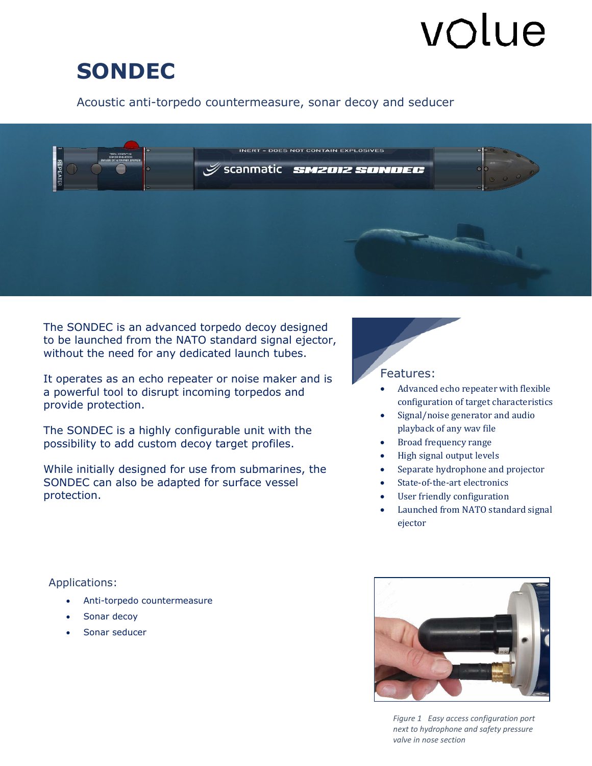# SONDEC

Acoustic anti-torpedo countermeasure, sonar decoy and seducer

The SONDEC is an advanced torpedo decoy designed to be launched from the NATO standard signal ejector, without the need for any dedicated launch tubes.

It operates as an echo repeater or noise maker and is a powerful tool to disrupt incoming torpedos and provide protection.

The SONDEC is a highly configurable unit with the possibility to add custom decoy target profiles.

While initially designed for use from submarines, the SONDEC can also be adapted for surface vessel protection.

## Features:

- Advanced echo repeater with flexible configuration of target characteristics
- Signal/noise generator and audio playback of any wav file
- Broad frequency range
- High signal output levels
- Separate hydrophone and projector
- State-of-the-art electronics
- User friendly configuration
- Launched from NATO standard signal ejector

## Applications:

- Anti-torpedo countermeasure
- Sonar decoy
- Sonar seducer

*Figure 1 Easy access configuration port next to hydrophone and safety pressure valve in nose section*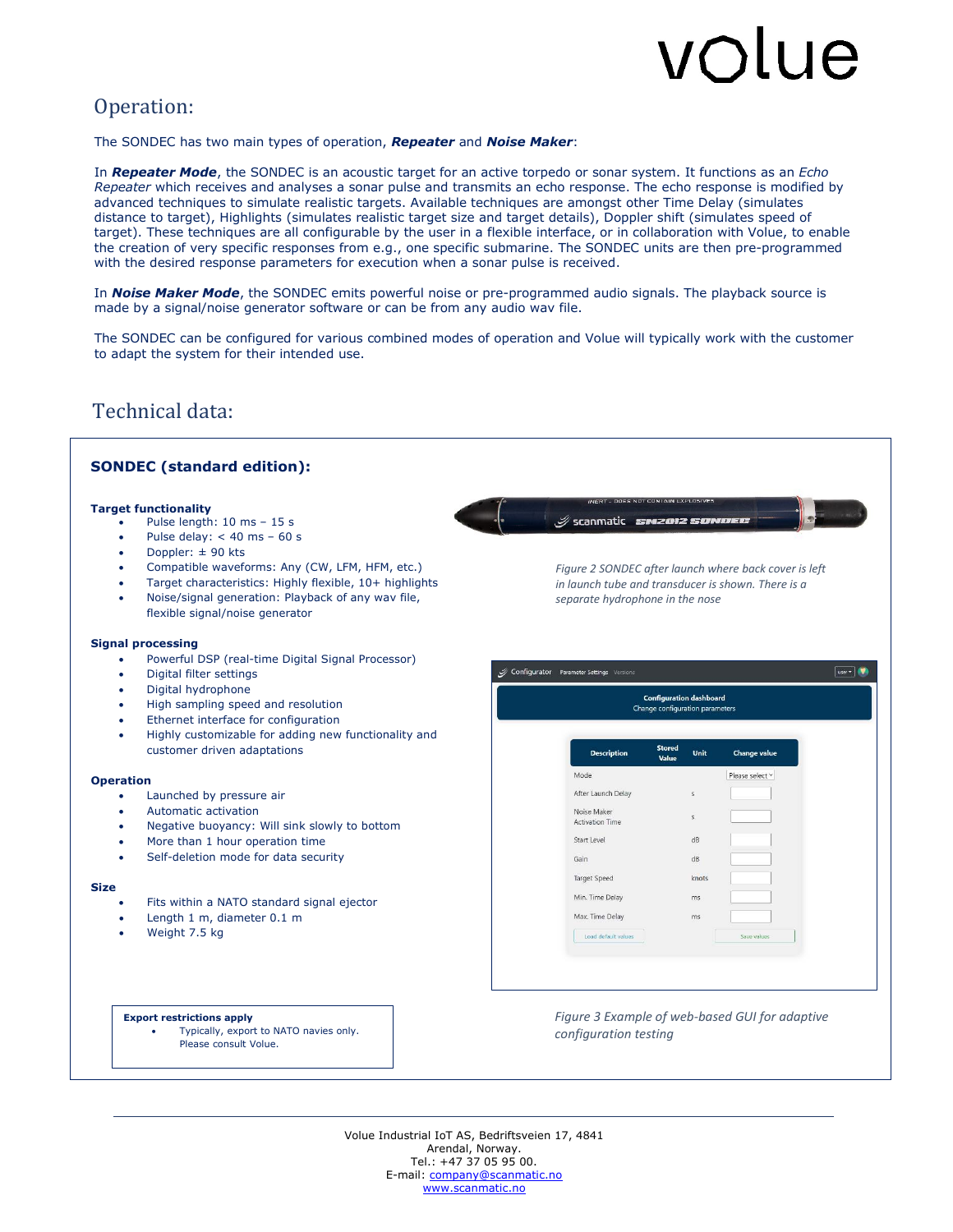## Operation:

The SONDEC has two main types of operation, ***Repeater*** and ***Noise Maker***:

In ***Repeater Mode***, the SONDEC is an acoustic target for an active torpedo or sonar system. It functions as an *Echo Repeater* which receives and analyses a sonar pulse and transmits an echo response. The echo response is modified by advanced techniques to simulate realistic targets. Available techniques are amongst other Time Delay (simulates distance to target), Highlights (simulates realistic target size and target details), Doppler shift (simulates speed of target). These techniques are all configurable by the user in a flexible interface, or in collaboration with Volue, to enable the creation of very specific responses from e.g., one specific submarine. The SONDEC units are then pre-programmed with the desired response parameters for execution when a sonar pulse is received.

In ***Noise Maker Mode***, the SONDEC emits powerful noise or pre-programmed audio signals. The playback source is made by a signal/noise generator software or can be from any audio wav file.

The SONDEC can be configured for various combined modes of operation and Volue will typically work with the customer to adapt the system for their intended use.

## Technical data:

### SONDEC (standard edition):

**Target functionality**

- Pulse length: 10 ms – 15 s
- Pulse delay: < 40 ms – 60 s
- Doppler: ± 90 kts
- Compatible waveforms: Any (CW, LFM, HFM, etc.)
- Target characteristics: Highly flexible, 10+ highlights
- Noise/signal generation: Playback of any wav file, flexible signal/noise generator

**Signal processing**

- Powerful DSP (real-time Digital Signal Processor)
- Digital filter settings
- Digital hydrophone
- High sampling speed and resolution
- Ethernet interface for configuration
- Highly customizable for adding new functionality and customer driven adaptations

**Operation**

- Launched by pressure air
- Automatic activation
- Negative buoyancy: Will sink slowly to bottom
- More than 1 hour operation time
- Self-deletion mode for data security

**Size**

- Fits within a NATO standard signal ejector
- Length 1 m, diameter 0.1 m
- Weight 7.5 kg

*Figure 2 SONDEC after launch where back cover is left in launch tube and transducer is shown. There is a separate hydrophone in the nose*

*Figure 3 Example of web-based GUI for adaptive configuration testing*

**Export restrictions apply**

- Typically, export to NATO navies only. Please consult Volue.

---

Volue Industrial IoT AS, Bedriftsveien 17, 4841 Arendal, Norway.
Tel.: +47 37 05 95 00.
E-mail: company@scanmatic.no
www.scanmatic.no